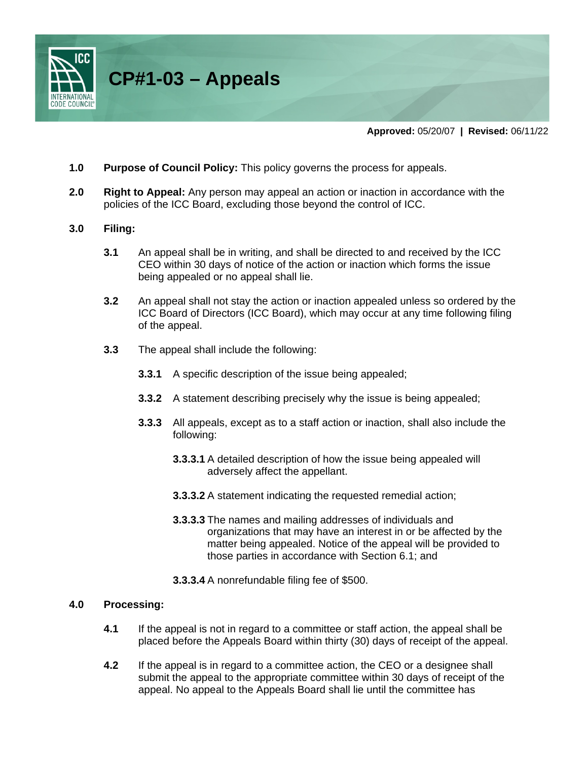# CP#1-03 – Appeals

**Approved:** 05/20/07 **|** **Revised:** 06/11/22

**1.0** **Purpose of Council Policy:** This policy governs the process for appeals.

**2.0** **Right to Appeal:** Any person may appeal an action or inaction in accordance with the policies of the ICC Board, excluding those beyond the control of ICC.

**3.0** **Filing:**

**3.1** An appeal shall be in writing, and shall be directed to and received by the ICC CEO within 30 days of notice of the action or inaction which forms the issue being appealed or no appeal shall lie.

**3.2** An appeal shall not stay the action or inaction appealed unless so ordered by the ICC Board of Directors (ICC Board), which may occur at any time following filing of the appeal.

**3.3** The appeal shall include the following:

**3.3.1** A specific description of the issue being appealed;

**3.3.2** A statement describing precisely why the issue is being appealed;

**3.3.3** All appeals, except as to a staff action or inaction, shall also include the following:

**3.3.3.1** A detailed description of how the issue being appealed will adversely affect the appellant.

**3.3.3.2** A statement indicating the requested remedial action;

**3.3.3.3** The names and mailing addresses of individuals and organizations that may have an interest in or be affected by the matter being appealed. Notice of the appeal will be provided to those parties in accordance with Section 6.1; and

**3.3.3.4** A nonrefundable filing fee of $500.

**4.0** **Processing:**

**4.1** If the appeal is not in regard to a committee or staff action, the appeal shall be placed before the Appeals Board within thirty (30) days of receipt of the appeal.

**4.2** If the appeal is in regard to a committee action, the CEO or a designee shall submit the appeal to the appropriate committee within 30 days of receipt of the appeal. No appeal to the Appeals Board shall lie until the committee has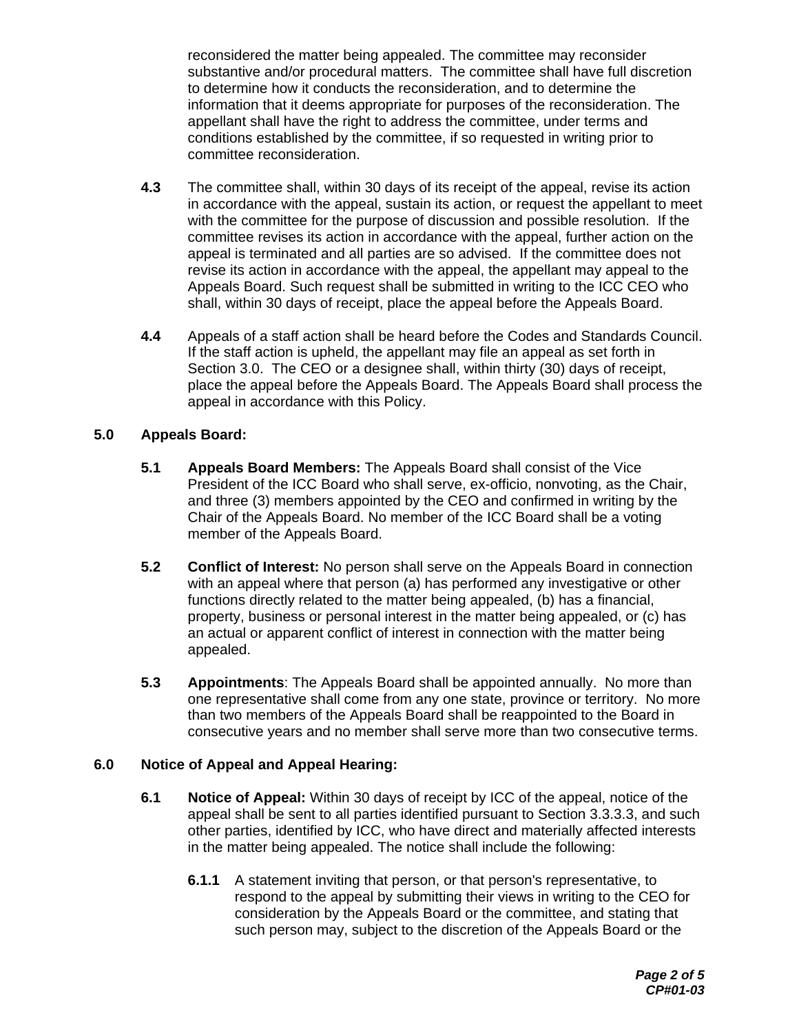reconsidered the matter being appealed. The committee may reconsider substantive and/or procedural matters. The committee shall have full discretion to determine how it conducts the reconsideration, and to determine the information that it deems appropriate for purposes of the reconsideration. The appellant shall have the right to address the committee, under terms and conditions established by the committee, if so requested in writing prior to committee reconsideration.

**4.3** The committee shall, within 30 days of its receipt of the appeal, revise its action in accordance with the appeal, sustain its action, or request the appellant to meet with the committee for the purpose of discussion and possible resolution. If the committee revises its action in accordance with the appeal, further action on the appeal is terminated and all parties are so advised. If the committee does not revise its action in accordance with the appeal, the appellant may appeal to the Appeals Board. Such request shall be submitted in writing to the ICC CEO who shall, within 30 days of receipt, place the appeal before the Appeals Board.

**4.4** Appeals of a staff action shall be heard before the Codes and Standards Council. If the staff action is upheld, the appellant may file an appeal as set forth in Section 3.0. The CEO or a designee shall, within thirty (30) days of receipt, place the appeal before the Appeals Board. The Appeals Board shall process the appeal in accordance with this Policy.

## 5.0 Appeals Board:

**5.1** **Appeals Board Members:** The Appeals Board shall consist of the Vice President of the ICC Board who shall serve, ex-officio, nonvoting, as the Chair, and three (3) members appointed by the CEO and confirmed in writing by the Chair of the Appeals Board. No member of the ICC Board shall be a voting member of the Appeals Board.

**5.2** **Conflict of Interest:** No person shall serve on the Appeals Board in connection with an appeal where that person (a) has performed any investigative or other functions directly related to the matter being appealed, (b) has a financial, property, business or personal interest in the matter being appealed, or (c) has an actual or apparent conflict of interest in connection with the matter being appealed.

**5.3** **Appointments**: The Appeals Board shall be appointed annually. No more than one representative shall come from any one state, province or territory. No more than two members of the Appeals Board shall be reappointed to the Board in consecutive years and no member shall serve more than two consecutive terms.

## 6.0 Notice of Appeal and Appeal Hearing:

**6.1** **Notice of Appeal:** Within 30 days of receipt by ICC of the appeal, notice of the appeal shall be sent to all parties identified pursuant to Section 3.3.3.3, and such other parties, identified by ICC, who have direct and materially affected interests in the matter being appealed. The notice shall include the following:

**6.1.1** A statement inviting that person, or that person's representative, to respond to the appeal by submitting their views in writing to the CEO for consideration by the Appeals Board or the committee, and stating that such person may, subject to the discretion of the Appeals Board or the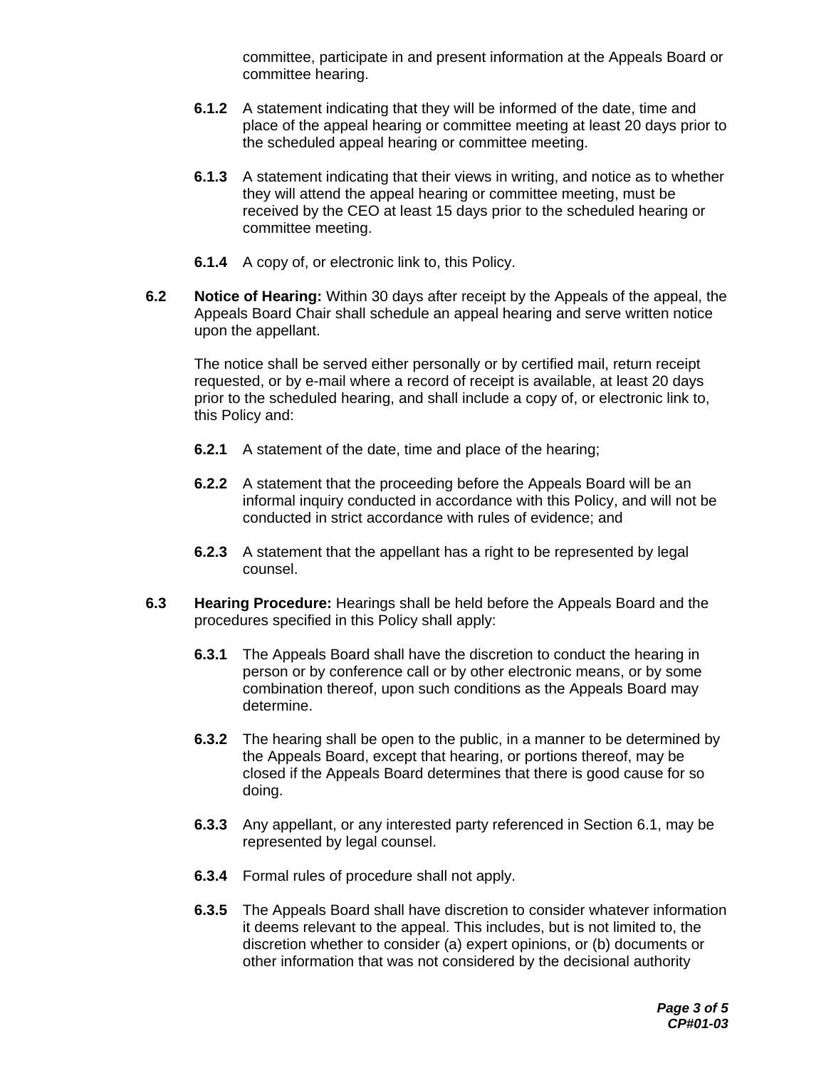committee, participate in and present information at the Appeals Board or committee hearing.

**6.1.2** A statement indicating that they will be informed of the date, time and place of the appeal hearing or committee meeting at least 20 days prior to the scheduled appeal hearing or committee meeting.

**6.1.3** A statement indicating that their views in writing, and notice as to whether they will attend the appeal hearing or committee meeting, must be received by the CEO at least 15 days prior to the scheduled hearing or committee meeting.

**6.1.4** A copy of, or electronic link to, this Policy.

**6.2** **Notice of Hearing:** Within 30 days after receipt by the Appeals of the appeal, the Appeals Board Chair shall schedule an appeal hearing and serve written notice upon the appellant.

The notice shall be served either personally or by certified mail, return receipt requested, or by e-mail where a record of receipt is available, at least 20 days prior to the scheduled hearing, and shall include a copy of, or electronic link to, this Policy and:

**6.2.1** A statement of the date, time and place of the hearing;

**6.2.2** A statement that the proceeding before the Appeals Board will be an informal inquiry conducted in accordance with this Policy, and will not be conducted in strict accordance with rules of evidence; and

**6.2.3** A statement that the appellant has a right to be represented by legal counsel.

**6.3** **Hearing Procedure:** Hearings shall be held before the Appeals Board and the procedures specified in this Policy shall apply:

**6.3.1** The Appeals Board shall have the discretion to conduct the hearing in person or by conference call or by other electronic means, or by some combination thereof, upon such conditions as the Appeals Board may determine.

**6.3.2** The hearing shall be open to the public, in a manner to be determined by the Appeals Board, except that hearing, or portions thereof, may be closed if the Appeals Board determines that there is good cause for so doing.

**6.3.3** Any appellant, or any interested party referenced in Section 6.1, may be represented by legal counsel.

**6.3.4** Formal rules of procedure shall not apply.

**6.3.5** The Appeals Board shall have discretion to consider whatever information it deems relevant to the appeal. This includes, but is not limited to, the discretion whether to consider (a) expert opinions, or (b) documents or other information that was not considered by the decisional authority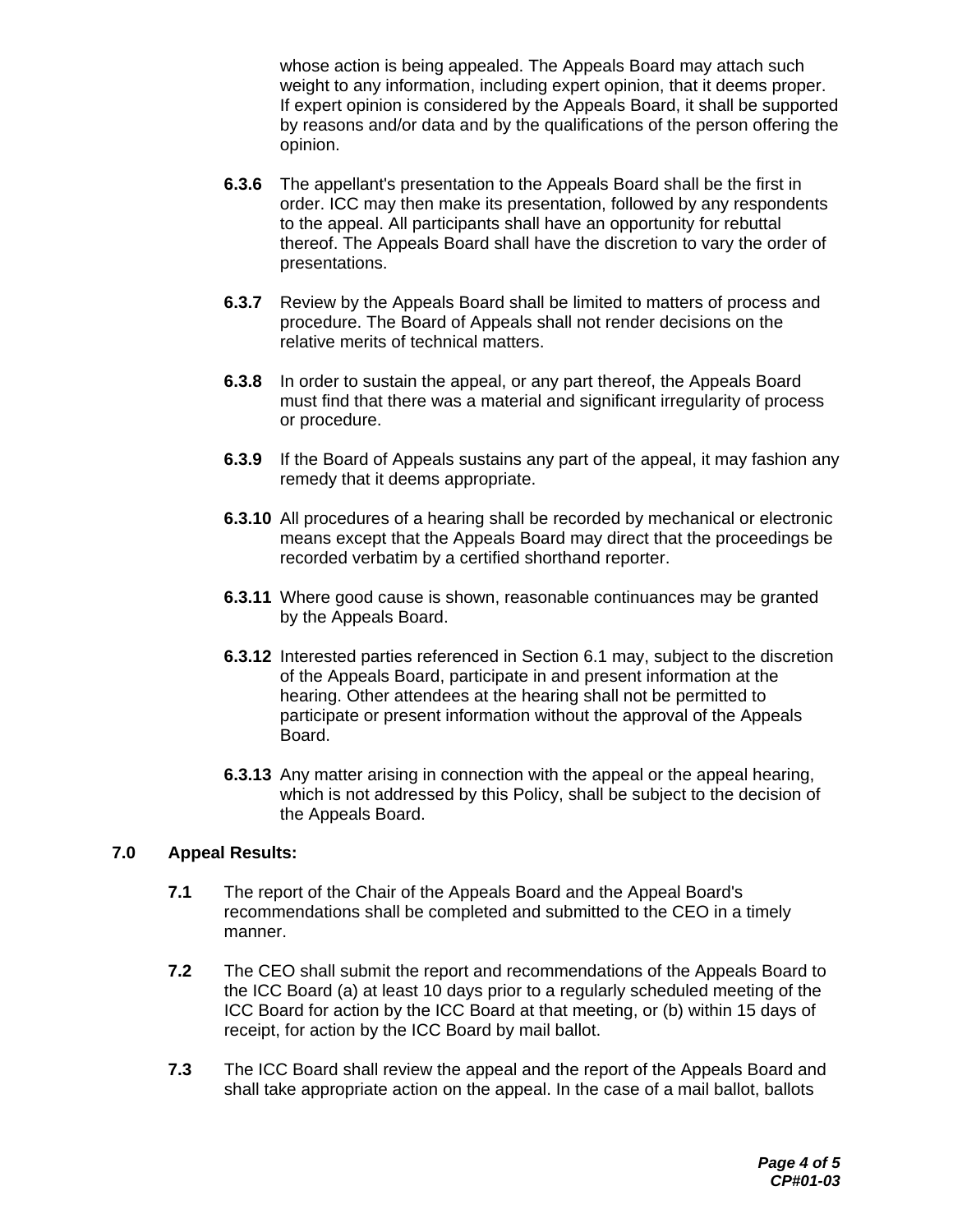whose action is being appealed. The Appeals Board may attach such weight to any information, including expert opinion, that it deems proper. If expert opinion is considered by the Appeals Board, it shall be supported by reasons and/or data and by the qualifications of the person offering the opinion.

**6.3.6** The appellant's presentation to the Appeals Board shall be the first in order. ICC may then make its presentation, followed by any respondents to the appeal. All participants shall have an opportunity for rebuttal thereof. The Appeals Board shall have the discretion to vary the order of presentations.

**6.3.7** Review by the Appeals Board shall be limited to matters of process and procedure. The Board of Appeals shall not render decisions on the relative merits of technical matters.

**6.3.8** In order to sustain the appeal, or any part thereof, the Appeals Board must find that there was a material and significant irregularity of process or procedure.

**6.3.9** If the Board of Appeals sustains any part of the appeal, it may fashion any remedy that it deems appropriate.

**6.3.10** All procedures of a hearing shall be recorded by mechanical or electronic means except that the Appeals Board may direct that the proceedings be recorded verbatim by a certified shorthand reporter.

**6.3.11** Where good cause is shown, reasonable continuances may be granted by the Appeals Board.

**6.3.12** Interested parties referenced in Section 6.1 may, subject to the discretion of the Appeals Board, participate in and present information at the hearing. Other attendees at the hearing shall not be permitted to participate or present information without the approval of the Appeals Board.

**6.3.13** Any matter arising in connection with the appeal or the appeal hearing, which is not addressed by this Policy, shall be subject to the decision of the Appeals Board.

## 7.0 Appeal Results:

**7.1** The report of the Chair of the Appeals Board and the Appeal Board's recommendations shall be completed and submitted to the CEO in a timely manner.

**7.2** The CEO shall submit the report and recommendations of the Appeals Board to the ICC Board (a) at least 10 days prior to a regularly scheduled meeting of the ICC Board for action by the ICC Board at that meeting, or (b) within 15 days of receipt, for action by the ICC Board by mail ballot.

**7.3** The ICC Board shall review the appeal and the report of the Appeals Board and shall take appropriate action on the appeal. In the case of a mail ballot, ballots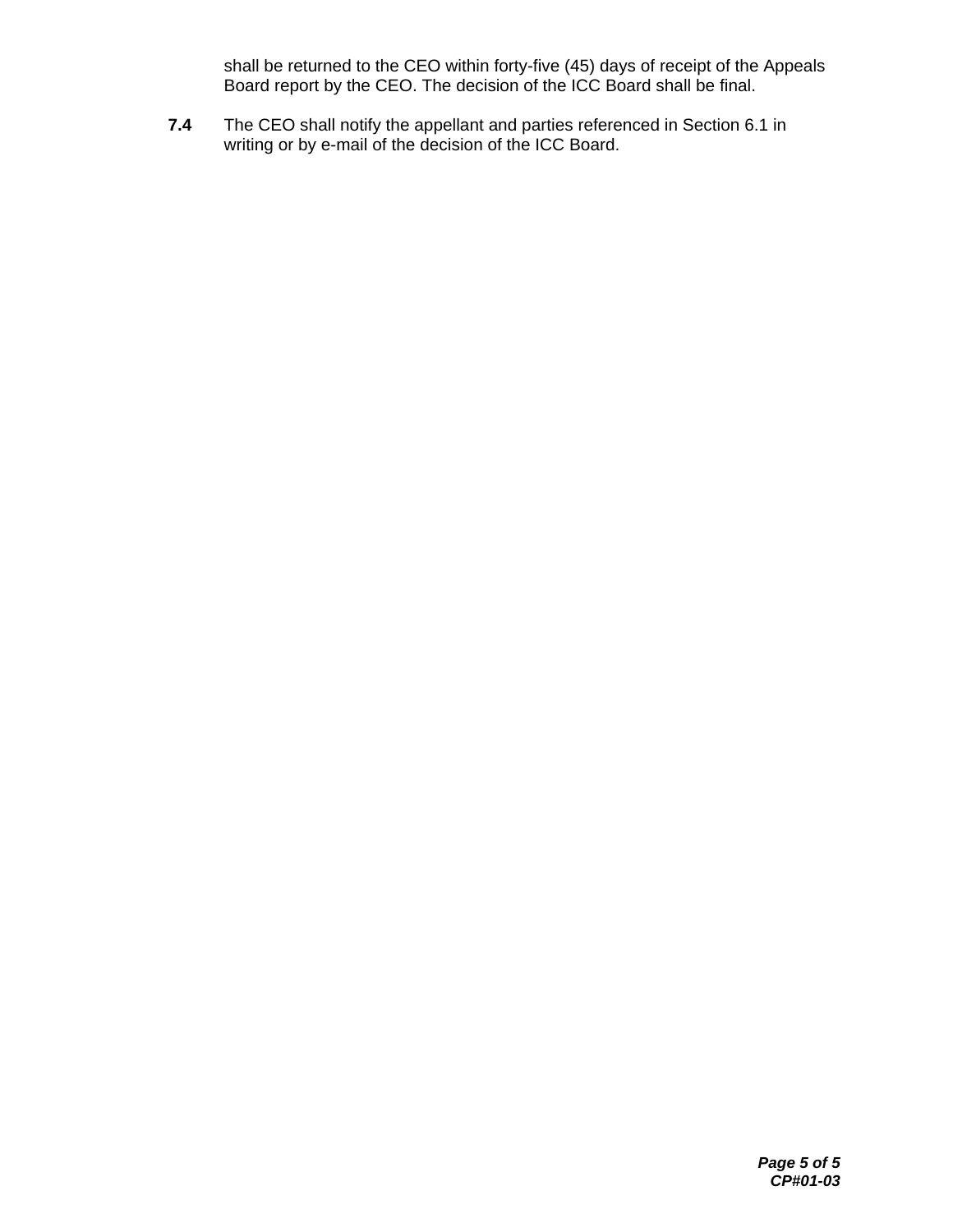shall be returned to the CEO within forty-five (45) days of receipt of the Appeals Board report by the CEO. The decision of the ICC Board shall be final.

**7.4** The CEO shall notify the appellant and parties referenced in Section 6.1 in writing or by e-mail of the decision of the ICC Board.